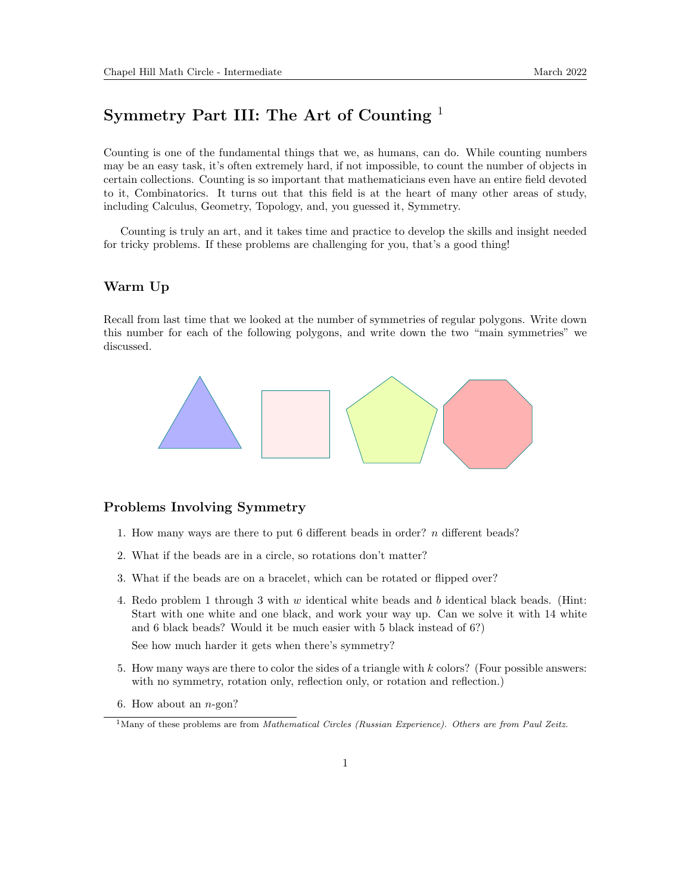# Symmetry Part III: The Art of Counting [1]

Counting is one of the fundamental things that we, as humans, can do. While counting numbers may be an easy task, it's often extremely hard, if not impossible, to count the number of objects in certain collections. Counting is so important that mathematicians even have an entire field devoted to it, Combinatorics. It turns out that this field is at the heart of many other areas of study, including Calculus, Geometry, Topology, and, you guessed it, Symmetry.

Counting is truly an art, and it takes time and practice to develop the skills and insight needed for tricky problems. If these problems are challenging for you, that's a good thing!

## Warm Up

Recall from last time that we looked at the number of symmetries of regular polygons. Write down this number for each of the following polygons, and write down the two "main symmetries" we discussed.

## Problems Involving Symmetry

1. How many ways are there to put 6 different beads in order? $n$ different beads?
2. What if the beads are in a circle, so rotations don't matter?
3. What if the beads are on a bracelet, which can be rotated or flipped over?
4. Redo problem 1 through 3 with $w$ identical white beads and $b$ identical black beads. (Hint: Start with one white and one black, and work your way up. Can we solve it with 14 white and 6 black beads? Would it be much easier with 5 black instead of 6?)

   See how much harder it gets when there's symmetry?
5. How many ways are there to color the sides of a triangle with $k$ colors? (Four possible answers: with no symmetry, rotation only, reflection only, or rotation and reflection.)
6. How about an $n$-gon?

[1] Many of these problems are from *Mathematical Circles (Russian Experience). Others are from Paul Zeitz.*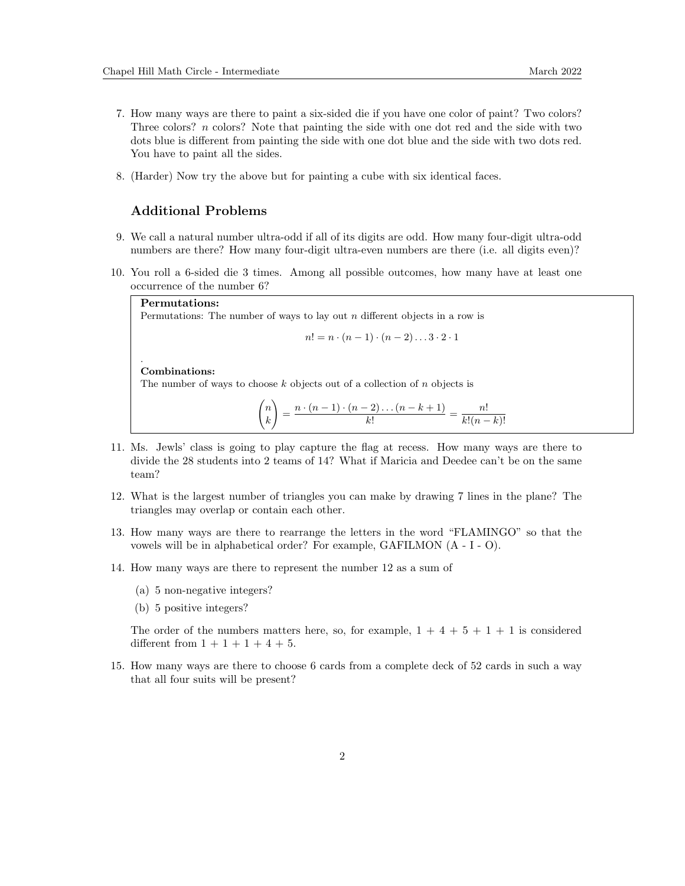7. How many ways are there to paint a six-sided die if you have one color of paint? Two colors? Three colors? $n$ colors? Note that painting the side with one dot red and the side with two dots blue is different from painting the side with one dot blue and the side with two dots red. You have to paint all the sides.

8. (Harder) Now try the above but for painting a cube with six identical faces.

## Additional Problems

9. We call a natural number ultra-odd if all of its digits are odd. How many four-digit ultra-odd numbers are there? How many four-digit ultra-even numbers are there (i.e. all digits even)?

10. You roll a 6-sided die 3 times. Among all possible outcomes, how many have at least one occurrence of the number 6?

> **Permutations:**
> Permutations: The number of ways to lay out $n$ different objects in a row is
>
> $$n! = n \cdot (n-1) \cdot (n-2) \ldots 3 \cdot 2 \cdot 1$$
>
> .
>
> **Combinations:**
> The number of ways to choose $k$ objects out of a collection of $n$ objects is
>
> $$\binom{n}{k} = \frac{n \cdot (n-1) \cdot (n-2) \ldots (n-k+1)}{k!} = \frac{n!}{k!(n-k)!}$$

11. Ms. Jewls' class is going to play capture the flag at recess. How many ways are there to divide the 28 students into 2 teams of 14? What if Maricia and Deedee can't be on the same team?

12. What is the largest number of triangles you can make by drawing 7 lines in the plane? The triangles may overlap or contain each other.

13. How many ways are there to rearrange the letters in the word "FLAMINGO" so that the vowels will be in alphabetical order? For example, GAFILMON (A - I - O).

14. How many ways are there to represent the number 12 as a sum of

    (a) 5 non-negative integers?

    (b) 5 positive integers?

    The order of the numbers matters here, so, for example, $1 + 4 + 5 + 1 + 1$ is considered different from $1 + 1 + 1 + 4 + 5$.

15. How many ways are there to choose 6 cards from a complete deck of 52 cards in such a way that all four suits will be present?